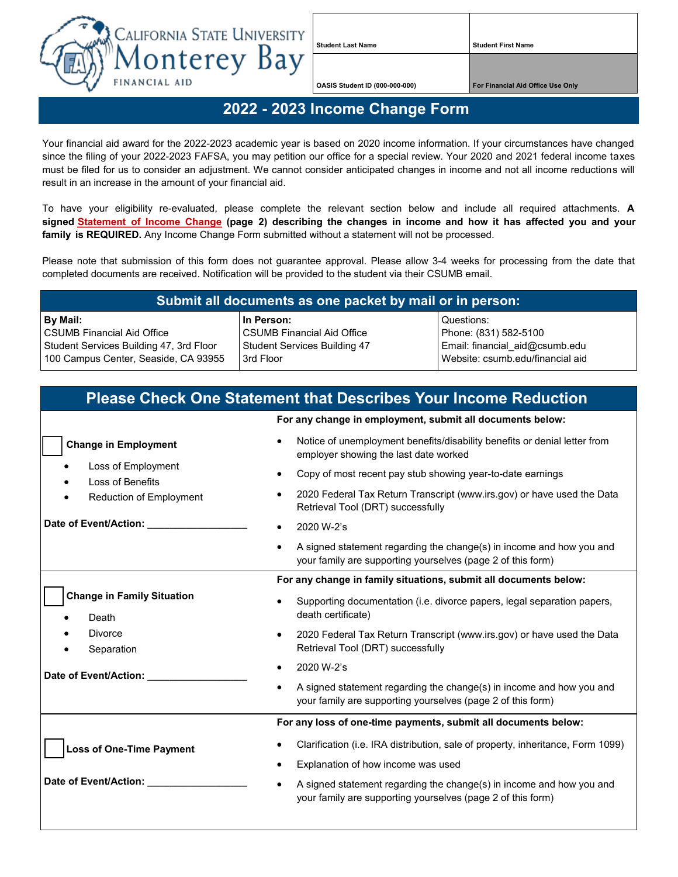California State University Monterey Bay
FINANCIAL AID

| Student Last Name | Student First Name |
| --- | --- |
| OASIS Student ID (000-000-000) | For Financial Aid Office Use Only |

# 2022 - 2023 Income Change Form

Your financial aid award for the 2022-2023 academic year is based on 2020 income information. If your circumstances have changed since the filing of your 2022-2023 FAFSA, you may petition our office for a special review. Your 2020 and 2021 federal income taxes must be filed for us to consider an adjustment. We cannot consider anticipated changes in income and not all income reductions will result in an increase in the amount of your financial aid.

To have your eligibility re-evaluated, please complete the relevant section below and include all required attachments. **A signed Statement of Income Change (page 2) describing the changes in income and how it has affected you and your family is REQUIRED.** Any Income Change Form submitted without a statement will not be processed.

Please note that submission of this form does not guarantee approval. Please allow 3-4 weeks for processing from the date that completed documents are received. Notification will be provided to the student via their CSUMB email.

## Submit all documents as one packet by mail or in person:

| **By Mail:** | **In Person:** | Questions: |
| --- | --- | --- |
| CSUMB Financial Aid Office<br>Student Services Building 47, 3rd Floor<br>100 Campus Center, Seaside, CA 93955 | CSUMB Financial Aid Office<br>Student Services Building 47<br>3rd Floor | Phone: (831) 582-5100<br>Email: financial_aid@csumb.edu<br>Website: csumb.edu/financial aid |

## Please Check One Statement that Describes Your Income Reduction

☐ **Change in Employment**

- Loss of Employment
- Loss of Benefits
- Reduction of Employment

**Date of Event/Action:** __________________

**For any change in employment, submit all documents below:**

- Notice of unemployment benefits/disability benefits or denial letter from employer showing the last date worked
- Copy of most recent pay stub showing year-to-date earnings
- 2020 Federal Tax Return Transcript (www.irs.gov) or have used the Data Retrieval Tool (DRT) successfully
- 2020 W-2's
- A signed statement regarding the change(s) in income and how you and your family are supporting yourselves (page 2 of this form)

☐ **Change in Family Situation**

- Death
- Divorce
- Separation

**Date of Event/Action:** __________________

**For any change in family situations, submit all documents below:**

- Supporting documentation (i.e. divorce papers, legal separation papers, death certificate)
- 2020 Federal Tax Return Transcript (www.irs.gov) or have used the Data Retrieval Tool (DRT) successfully
- 2020 W-2's
- A signed statement regarding the change(s) in income and how you and your family are supporting yourselves (page 2 of this form)

☐ **Loss of One-Time Payment**

**Date of Event/Action:** __________________

**For any loss of one-time payments, submit all documents below:**

- Clarification (i.e. IRA distribution, sale of property, inheritance, Form 1099)
- Explanation of how income was used
- A signed statement regarding the change(s) in income and how you and your family are supporting yourselves (page 2 of this form)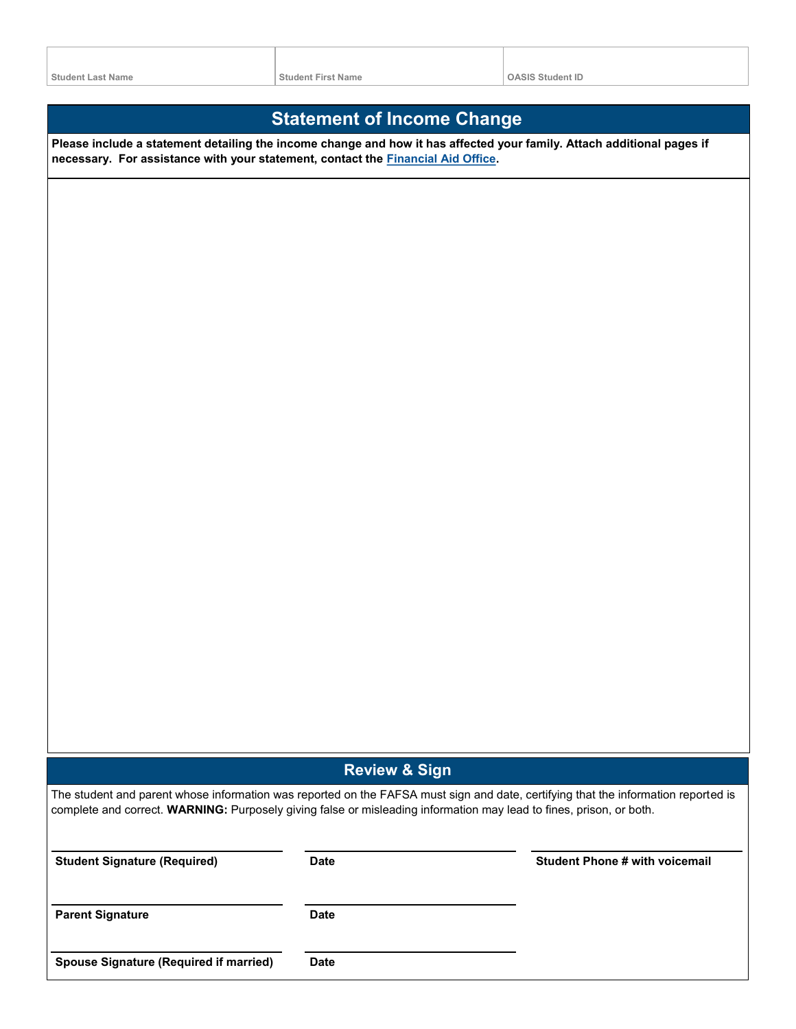| Student Last Name | Student First Name | OASIS Student ID |
| --- | --- | --- |

## Statement of Income Change

**Please include a statement detailing the income change and how it has affected your family. Attach additional pages if necessary. For assistance with your statement, contact the Financial Aid Office.**

## Review & Sign

The student and parent whose information was reported on the FAFSA must sign and date, certifying that the information reported is complete and correct. **WARNING:** Purposely giving false or misleading information may lead to fines, prison, or both.

| | | |
| --- | --- | --- |
| **Student Signature (Required)** | **Date** | **Student Phone # with voicemail** |
| **Parent Signature** | **Date** | |
| **Spouse Signature (Required if married)** | **Date** | |